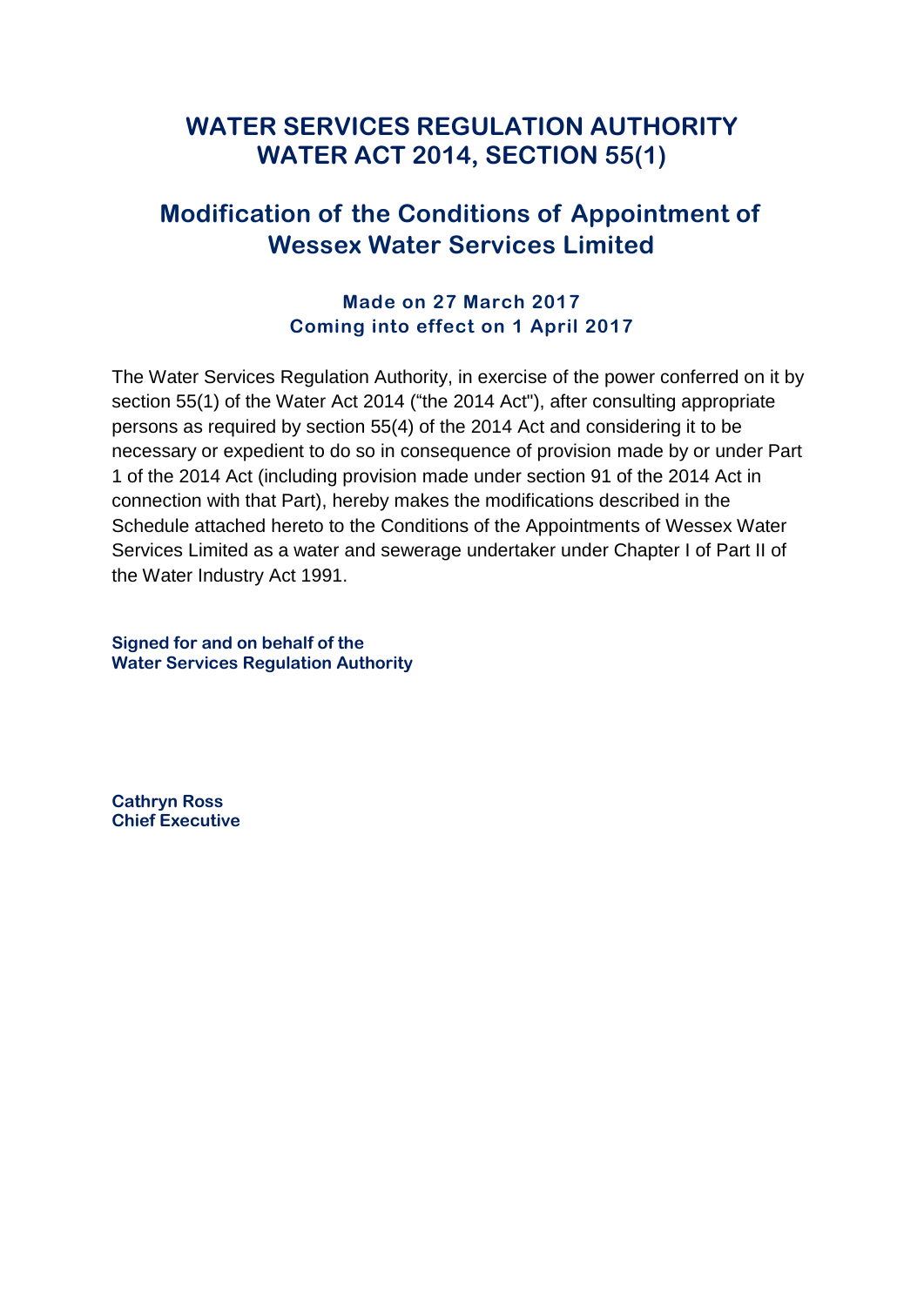# WATER SERVICES REGULATION AUTHORITY
# WATER ACT 2014, SECTION 55(1)

## Modification of the Conditions of Appointment of Wessex Water Services Limited

**Made on 27 March 2017**
**Coming into effect on 1 April 2017**

The Water Services Regulation Authority, in exercise of the power conferred on it by section 55(1) of the Water Act 2014 ("the 2014 Act"), after consulting appropriate persons as required by section 55(4) of the 2014 Act and considering it to be necessary or expedient to do so in consequence of provision made by or under Part 1 of the 2014 Act (including provision made under section 91 of the 2014 Act in connection with that Part), hereby makes the modifications described in the Schedule attached hereto to the Conditions of the Appointments of Wessex Water Services Limited as a water and sewerage undertaker under Chapter I of Part II of the Water Industry Act 1991.

**Signed for and on behalf of the**
**Water Services Regulation Authority**

**Cathryn Ross**
**Chief Executive**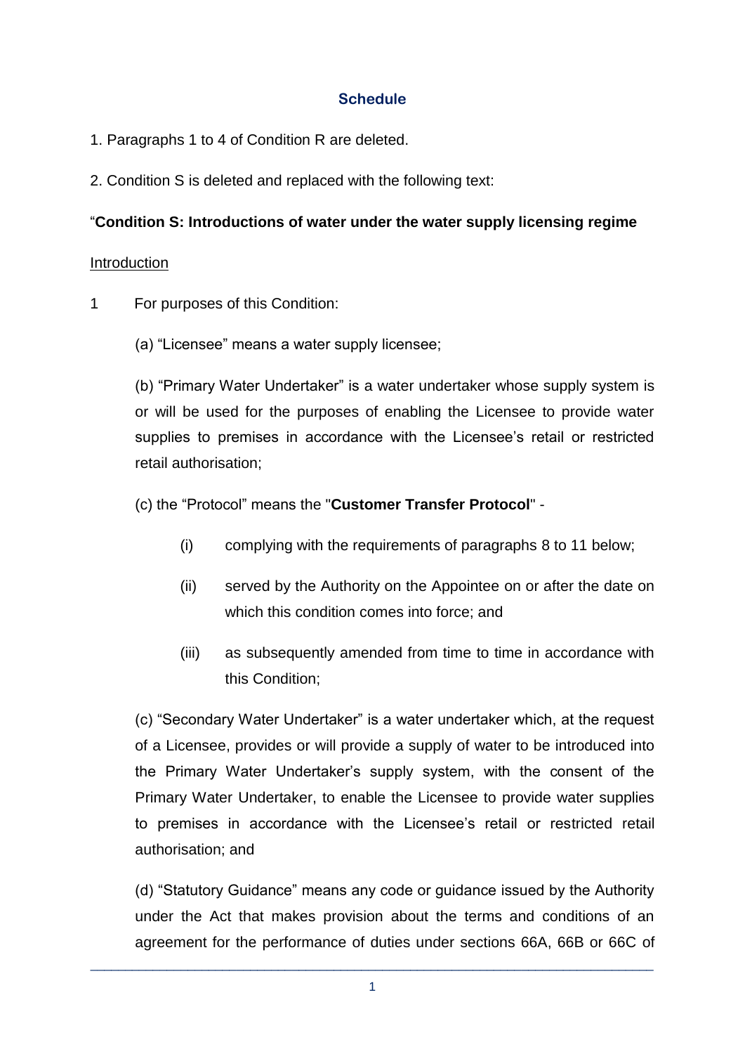## Schedule

1. Paragraphs 1 to 4 of Condition R are deleted.

2. Condition S is deleted and replaced with the following text:

"**Condition S: Introductions of water under the water supply licensing regime**

Introduction

1 For purposes of this Condition:

(a) "Licensee" means a water supply licensee;

(b) "Primary Water Undertaker" is a water undertaker whose supply system is or will be used for the purposes of enabling the Licensee to provide water supplies to premises in accordance with the Licensee's retail or restricted retail authorisation;

(c) the "Protocol" means the "**Customer Transfer Protocol**" -

(i) complying with the requirements of paragraphs 8 to 11 below;

(ii) served by the Authority on the Appointee on or after the date on which this condition comes into force; and

(iii) as subsequently amended from time to time in accordance with this Condition;

(c) "Secondary Water Undertaker" is a water undertaker which, at the request of a Licensee, provides or will provide a supply of water to be introduced into the Primary Water Undertaker's supply system, with the consent of the Primary Water Undertaker, to enable the Licensee to provide water supplies to premises in accordance with the Licensee's retail or restricted retail authorisation; and

(d) "Statutory Guidance" means any code or guidance issued by the Authority under the Act that makes provision about the terms and conditions of an agreement for the performance of duties under sections 66A, 66B or 66C of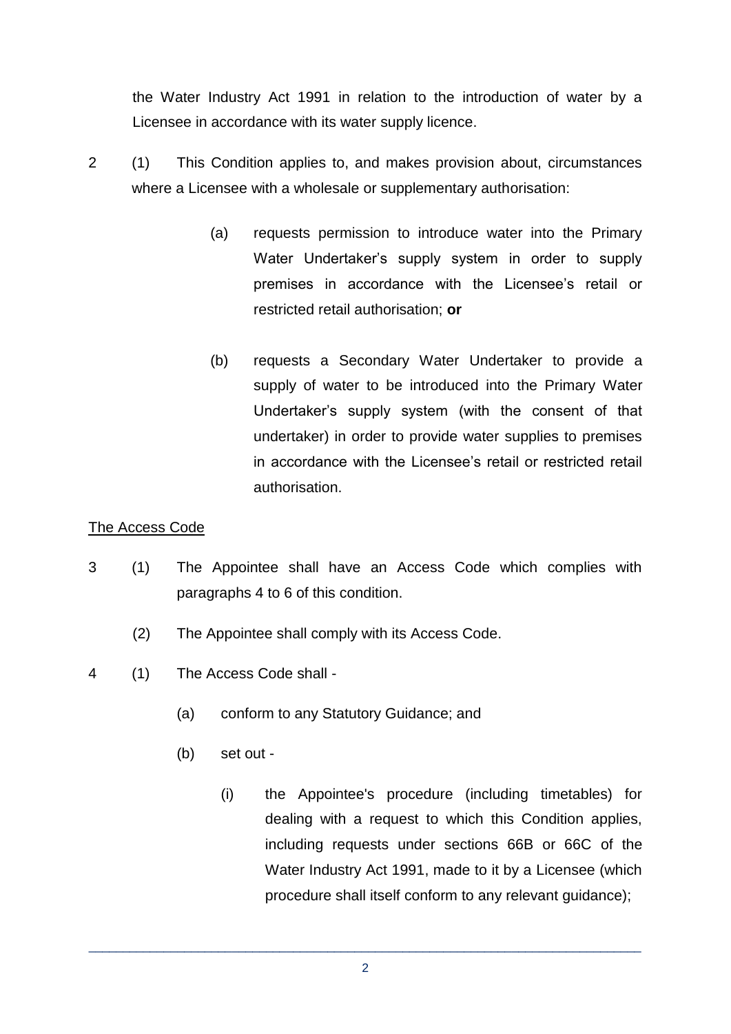the Water Industry Act 1991 in relation to the introduction of water by a Licensee in accordance with its water supply licence.

2 (1) This Condition applies to, and makes provision about, circumstances where a Licensee with a wholesale or supplementary authorisation:

(a) requests permission to introduce water into the Primary Water Undertaker's supply system in order to supply premises in accordance with the Licensee's retail or restricted retail authorisation; **or**

(b) requests a Secondary Water Undertaker to provide a supply of water to be introduced into the Primary Water Undertaker's supply system (with the consent of that undertaker) in order to provide water supplies to premises in accordance with the Licensee's retail or restricted retail authorisation.

The Access Code

3 (1) The Appointee shall have an Access Code which complies with paragraphs 4 to 6 of this condition.

(2) The Appointee shall comply with its Access Code.

4 (1) The Access Code shall -

(a) conform to any Statutory Guidance; and

(b) set out -

(i) the Appointee's procedure (including timetables) for dealing with a request to which this Condition applies, including requests under sections 66B or 66C of the Water Industry Act 1991, made to it by a Licensee (which procedure shall itself conform to any relevant guidance);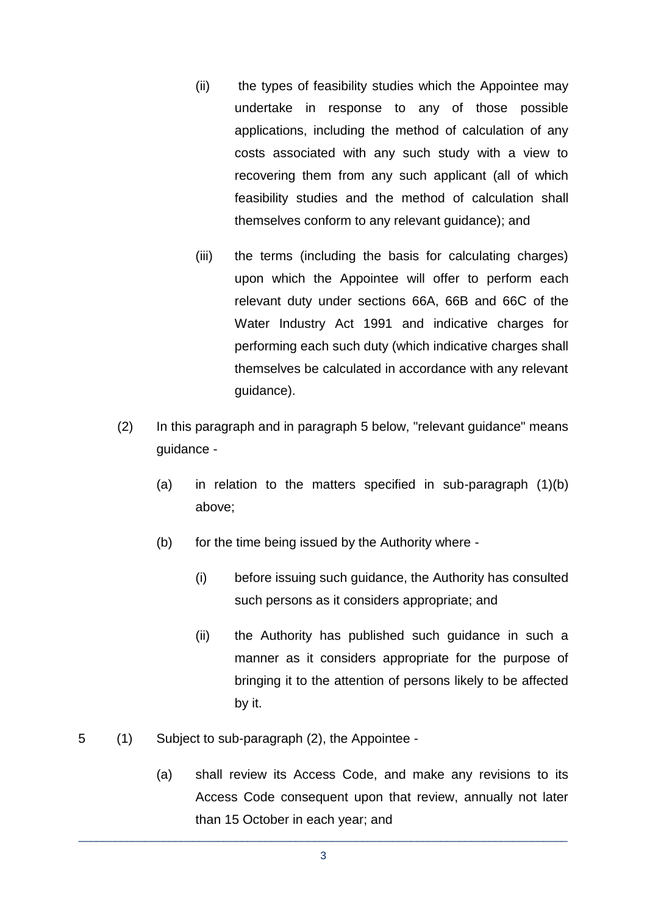(ii) the types of feasibility studies which the Appointee may undertake in response to any of those possible applications, including the method of calculation of any costs associated with any such study with a view to recovering them from any such applicant (all of which feasibility studies and the method of calculation shall themselves conform to any relevant guidance); and

(iii) the terms (including the basis for calculating charges) upon which the Appointee will offer to perform each relevant duty under sections 66A, 66B and 66C of the Water Industry Act 1991 and indicative charges for performing each such duty (which indicative charges shall themselves be calculated in accordance with any relevant guidance).

(2) In this paragraph and in paragraph 5 below, "relevant guidance" means guidance -

(a) in relation to the matters specified in sub-paragraph (1)(b) above;

(b) for the time being issued by the Authority where -

(i) before issuing such guidance, the Authority has consulted such persons as it considers appropriate; and

(ii) the Authority has published such guidance in such a manner as it considers appropriate for the purpose of bringing it to the attention of persons likely to be affected by it.

5 (1) Subject to sub-paragraph (2), the Appointee -

(a) shall review its Access Code, and make any revisions to its Access Code consequent upon that review, annually not later than 15 October in each year; and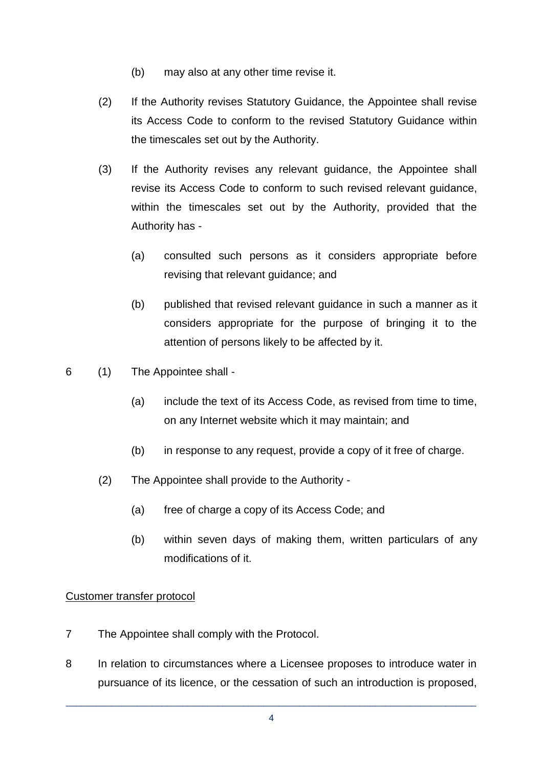(b) may also at any other time revise it.

(2) If the Authority revises Statutory Guidance, the Appointee shall revise its Access Code to conform to the revised Statutory Guidance within the timescales set out by the Authority.

(3) If the Authority revises any relevant guidance, the Appointee shall revise its Access Code to conform to such revised relevant guidance, within the timescales set out by the Authority, provided that the Authority has -

(a) consulted such persons as it considers appropriate before revising that relevant guidance; and

(b) published that revised relevant guidance in such a manner as it considers appropriate for the purpose of bringing it to the attention of persons likely to be affected by it.

6 (1) The Appointee shall -

(a) include the text of its Access Code, as revised from time to time, on any Internet website which it may maintain; and

(b) in response to any request, provide a copy of it free of charge.

(2) The Appointee shall provide to the Authority -

(a) free of charge a copy of its Access Code; and

(b) within seven days of making them, written particulars of any modifications of it.

<u>Customer transfer protocol</u>

7 The Appointee shall comply with the Protocol.

8 In relation to circumstances where a Licensee proposes to introduce water in pursuance of its licence, or the cessation of such an introduction is proposed,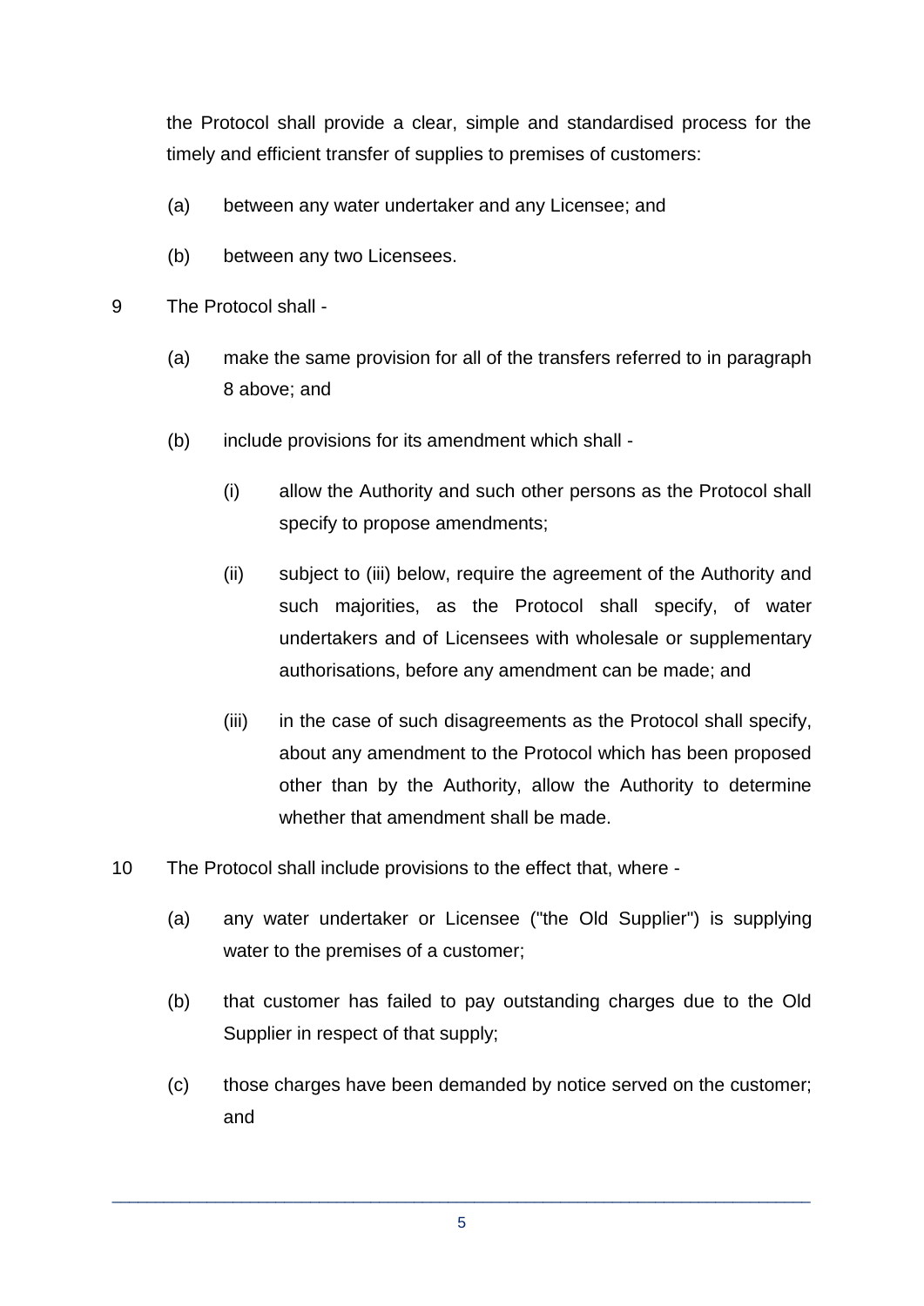the Protocol shall provide a clear, simple and standardised process for the timely and efficient transfer of supplies to premises of customers:

(a) between any water undertaker and any Licensee; and

(b) between any two Licensees.

9 The Protocol shall -

(a) make the same provision for all of the transfers referred to in paragraph 8 above; and

(b) include provisions for its amendment which shall -

(i) allow the Authority and such other persons as the Protocol shall specify to propose amendments;

(ii) subject to (iii) below, require the agreement of the Authority and such majorities, as the Protocol shall specify, of water undertakers and of Licensees with wholesale or supplementary authorisations, before any amendment can be made; and

(iii) in the case of such disagreements as the Protocol shall specify, about any amendment to the Protocol which has been proposed other than by the Authority, allow the Authority to determine whether that amendment shall be made.

10 The Protocol shall include provisions to the effect that, where -

(a) any water undertaker or Licensee ("the Old Supplier") is supplying water to the premises of a customer;

(b) that customer has failed to pay outstanding charges due to the Old Supplier in respect of that supply;

(c) those charges have been demanded by notice served on the customer; and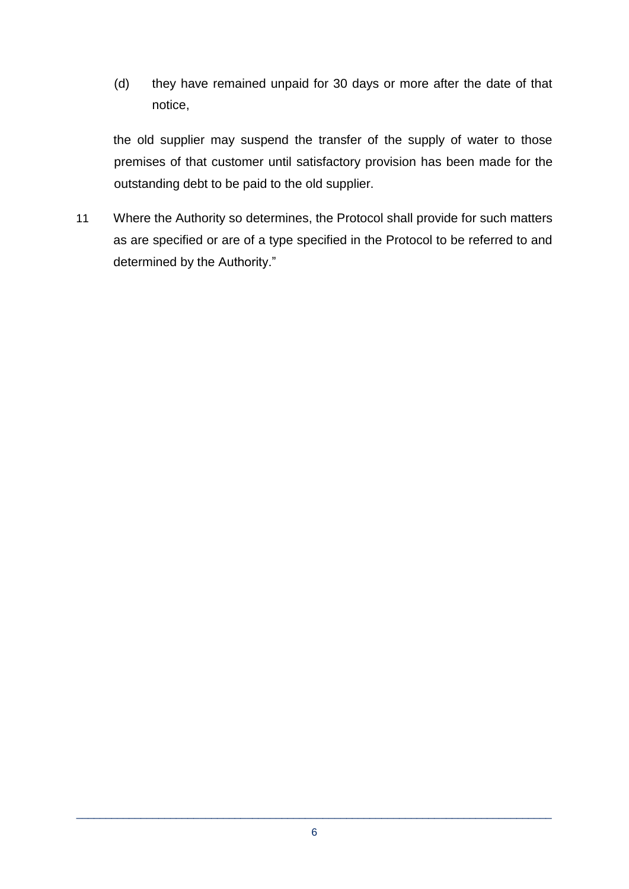(d) they have remained unpaid for 30 days or more after the date of that notice,

the old supplier may suspend the transfer of the supply of water to those premises of that customer until satisfactory provision has been made for the outstanding debt to be paid to the old supplier.

11 Where the Authority so determines, the Protocol shall provide for such matters as are specified or are of a type specified in the Protocol to be referred to and determined by the Authority."